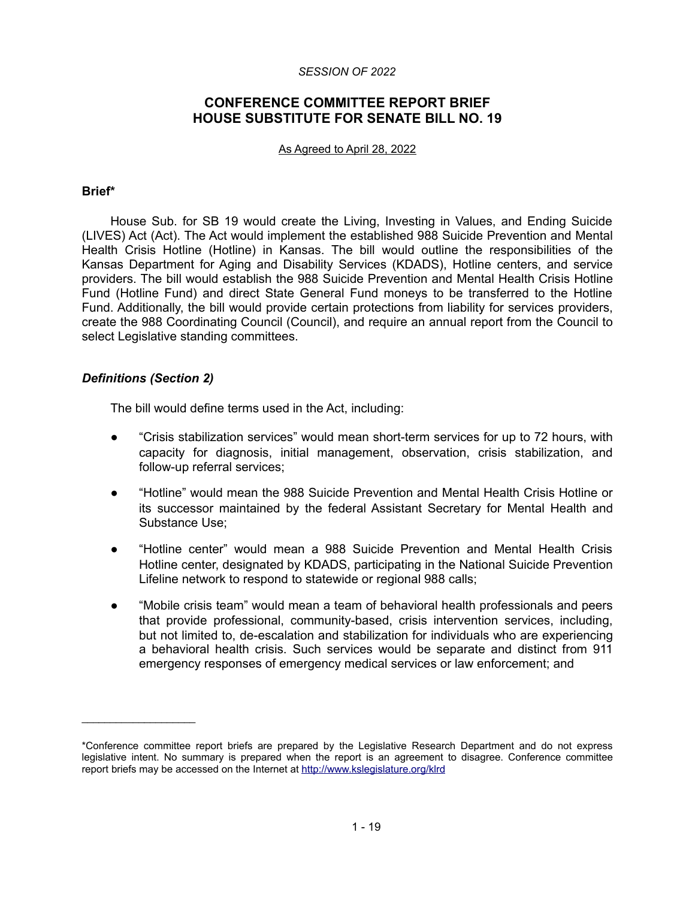*SESSION OF 2022*

# CONFERENCE COMMITTEE REPORT BRIEF
# HOUSE SUBSTITUTE FOR SENATE BILL NO. 19

As Agreed to April 28, 2022

## Brief*

House Sub. for SB 19 would create the Living, Investing in Values, and Ending Suicide (LIVES) Act (Act). The Act would implement the established 988 Suicide Prevention and Mental Health Crisis Hotline (Hotline) in Kansas. The bill would outline the responsibilities of the Kansas Department for Aging and Disability Services (KDADS), Hotline centers, and service providers. The bill would establish the 988 Suicide Prevention and Mental Health Crisis Hotline Fund (Hotline Fund) and direct State General Fund moneys to be transferred to the Hotline Fund. Additionally, the bill would provide certain protections from liability for services providers, create the 988 Coordinating Council (Council), and require an annual report from the Council to select Legislative standing committees.

### *Definitions (Section 2)*

The bill would define terms used in the Act, including:

- "Crisis stabilization services" would mean short-term services for up to 72 hours, with capacity for diagnosis, initial management, observation, crisis stabilization, and follow-up referral services;
- "Hotline" would mean the 988 Suicide Prevention and Mental Health Crisis Hotline or its successor maintained by the federal Assistant Secretary for Mental Health and Substance Use;
- "Hotline center" would mean a 988 Suicide Prevention and Mental Health Crisis Hotline center, designated by KDADS, participating in the National Suicide Prevention Lifeline network to respond to statewide or regional 988 calls;
- "Mobile crisis team" would mean a team of behavioral health professionals and peers that provide professional, community-based, crisis intervention services, including, but not limited to, de-escalation and stabilization for individuals who are experiencing a behavioral health crisis. Such services would be separate and distinct from 911 emergency responses of emergency medical services or law enforcement; and

---

*Conference committee report briefs are prepared by the Legislative Research Department and do not express legislative intent. No summary is prepared when the report is an agreement to disagree. Conference committee report briefs may be accessed on the Internet at http://www.kslegislature.org/klrd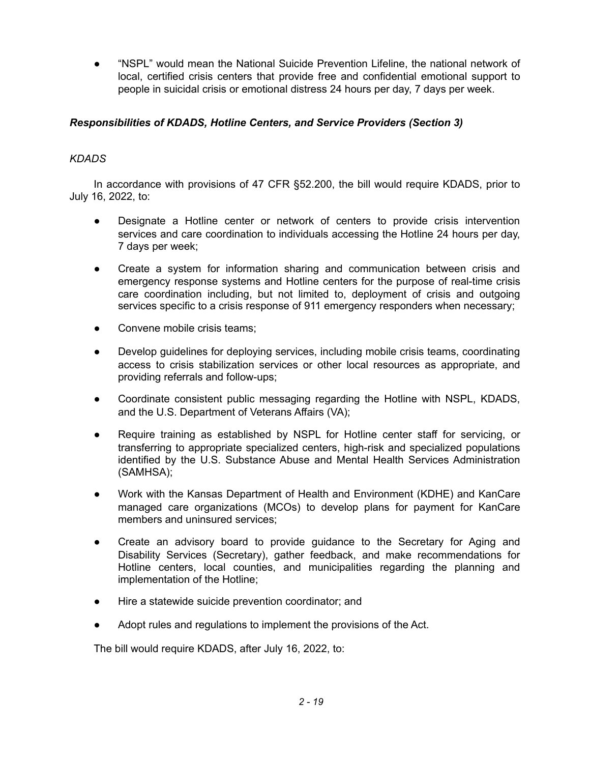- "NSPL" would mean the National Suicide Prevention Lifeline, the national network of local, certified crisis centers that provide free and confidential emotional support to people in suicidal crisis or emotional distress 24 hours per day, 7 days per week.

***Responsibilities of KDADS, Hotline Centers, and Service Providers (Section 3)***

*KDADS*

In accordance with provisions of 47 CFR §52.200, the bill would require KDADS, prior to July 16, 2022, to:

- Designate a Hotline center or network of centers to provide crisis intervention services and care coordination to individuals accessing the Hotline 24 hours per day, 7 days per week;
- Create a system for information sharing and communication between crisis and emergency response systems and Hotline centers for the purpose of real-time crisis care coordination including, but not limited to, deployment of crisis and outgoing services specific to a crisis response of 911 emergency responders when necessary;
- Convene mobile crisis teams;
- Develop guidelines for deploying services, including mobile crisis teams, coordinating access to crisis stabilization services or other local resources as appropriate, and providing referrals and follow-ups;
- Coordinate consistent public messaging regarding the Hotline with NSPL, KDADS, and the U.S. Department of Veterans Affairs (VA);
- Require training as established by NSPL for Hotline center staff for servicing, or transferring to appropriate specialized centers, high-risk and specialized populations identified by the U.S. Substance Abuse and Mental Health Services Administration (SAMHSA);
- Work with the Kansas Department of Health and Environment (KDHE) and KanCare managed care organizations (MCOs) to develop plans for payment for KanCare members and uninsured services;
- Create an advisory board to provide guidance to the Secretary for Aging and Disability Services (Secretary), gather feedback, and make recommendations for Hotline centers, local counties, and municipalities regarding the planning and implementation of the Hotline;
- Hire a statewide suicide prevention coordinator; and
- Adopt rules and regulations to implement the provisions of the Act.

The bill would require KDADS, after July 16, 2022, to: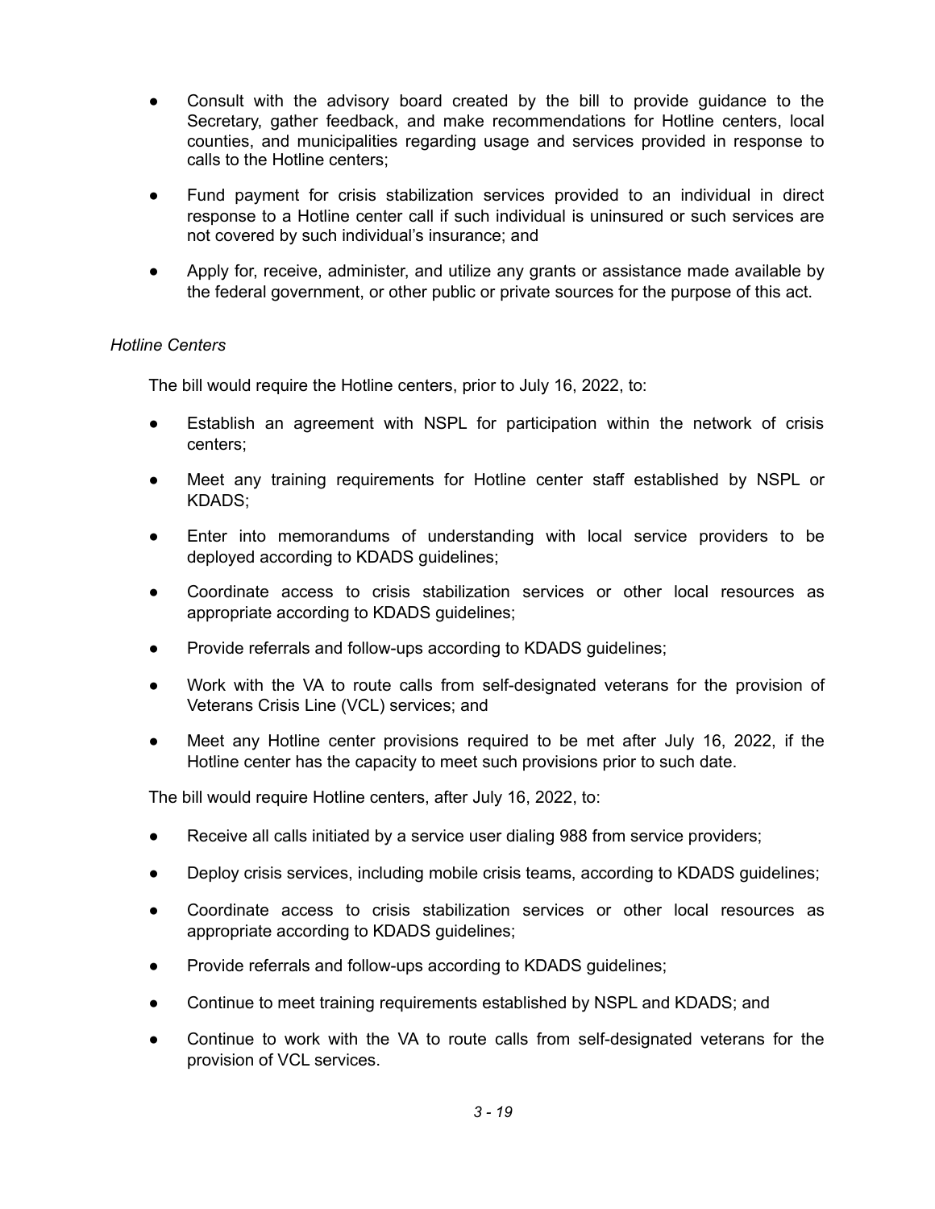- Consult with the advisory board created by the bill to provide guidance to the Secretary, gather feedback, and make recommendations for Hotline centers, local counties, and municipalities regarding usage and services provided in response to calls to the Hotline centers;
- Fund payment for crisis stabilization services provided to an individual in direct response to a Hotline center call if such individual is uninsured or such services are not covered by such individual's insurance; and
- Apply for, receive, administer, and utilize any grants or assistance made available by the federal government, or other public or private sources for the purpose of this act.

*Hotline Centers*

The bill would require the Hotline centers, prior to July 16, 2022, to:

- Establish an agreement with NSPL for participation within the network of crisis centers;
- Meet any training requirements for Hotline center staff established by NSPL or KDADS;
- Enter into memorandums of understanding with local service providers to be deployed according to KDADS guidelines;
- Coordinate access to crisis stabilization services or other local resources as appropriate according to KDADS guidelines;
- Provide referrals and follow-ups according to KDADS guidelines;
- Work with the VA to route calls from self-designated veterans for the provision of Veterans Crisis Line (VCL) services; and
- Meet any Hotline center provisions required to be met after July 16, 2022, if the Hotline center has the capacity to meet such provisions prior to such date.

The bill would require Hotline centers, after July 16, 2022, to:

- Receive all calls initiated by a service user dialing 988 from service providers;
- Deploy crisis services, including mobile crisis teams, according to KDADS guidelines;
- Coordinate access to crisis stabilization services or other local resources as appropriate according to KDADS guidelines;
- Provide referrals and follow-ups according to KDADS guidelines;
- Continue to meet training requirements established by NSPL and KDADS; and
- Continue to work with the VA to route calls from self-designated veterans for the provision of VCL services.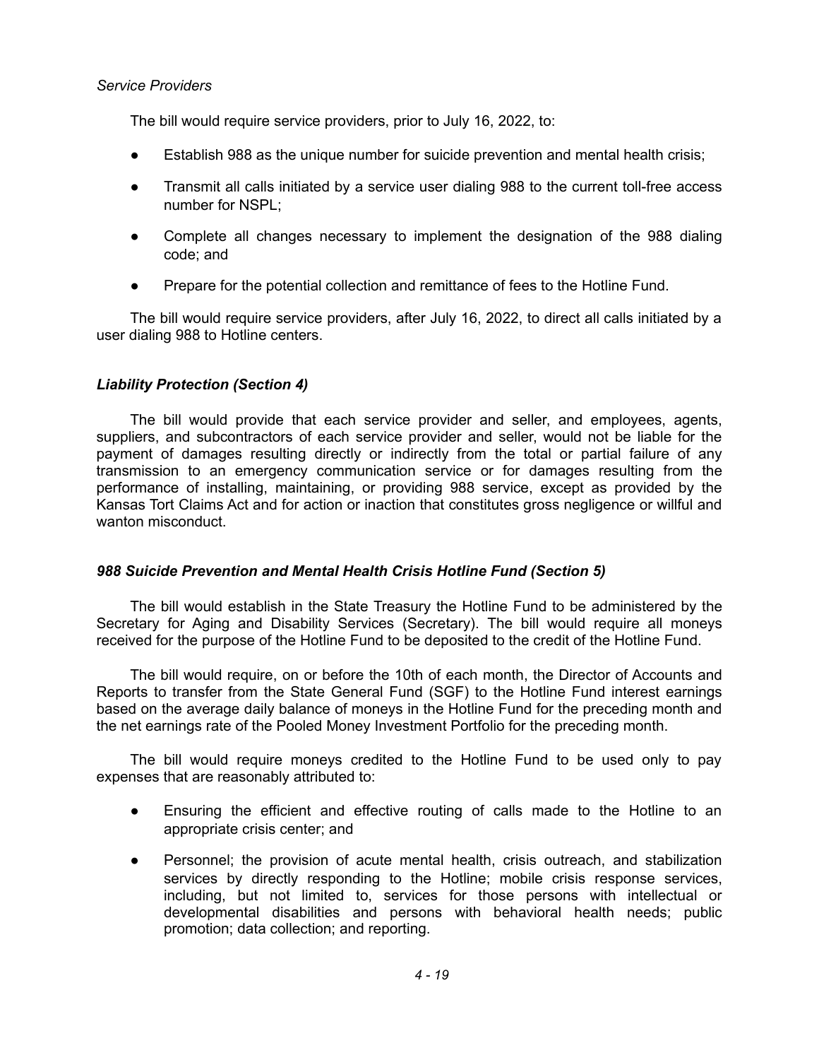*Service Providers*

The bill would require service providers, prior to July 16, 2022, to:

- Establish 988 as the unique number for suicide prevention and mental health crisis;
- Transmit all calls initiated by a service user dialing 988 to the current toll-free access number for NSPL;
- Complete all changes necessary to implement the designation of the 988 dialing code; and
- Prepare for the potential collection and remittance of fees to the Hotline Fund.

The bill would require service providers, after July 16, 2022, to direct all calls initiated by a user dialing 988 to Hotline centers.

### *Liability Protection (Section 4)*

The bill would provide that each service provider and seller, and employees, agents, suppliers, and subcontractors of each service provider and seller, would not be liable for the payment of damages resulting directly or indirectly from the total or partial failure of any transmission to an emergency communication service or for damages resulting from the performance of installing, maintaining, or providing 988 service, except as provided by the Kansas Tort Claims Act and for action or inaction that constitutes gross negligence or willful and wanton misconduct.

### *988 Suicide Prevention and Mental Health Crisis Hotline Fund (Section 5)*

The bill would establish in the State Treasury the Hotline Fund to be administered by the Secretary for Aging and Disability Services (Secretary). The bill would require all moneys received for the purpose of the Hotline Fund to be deposited to the credit of the Hotline Fund.

The bill would require, on or before the 10th of each month, the Director of Accounts and Reports to transfer from the State General Fund (SGF) to the Hotline Fund interest earnings based on the average daily balance of moneys in the Hotline Fund for the preceding month and the net earnings rate of the Pooled Money Investment Portfolio for the preceding month.

The bill would require moneys credited to the Hotline Fund to be used only to pay expenses that are reasonably attributed to:

- Ensuring the efficient and effective routing of calls made to the Hotline to an appropriate crisis center; and
- Personnel; the provision of acute mental health, crisis outreach, and stabilization services by directly responding to the Hotline; mobile crisis response services, including, but not limited to, services for those persons with intellectual or developmental disabilities and persons with behavioral health needs; public promotion; data collection; and reporting.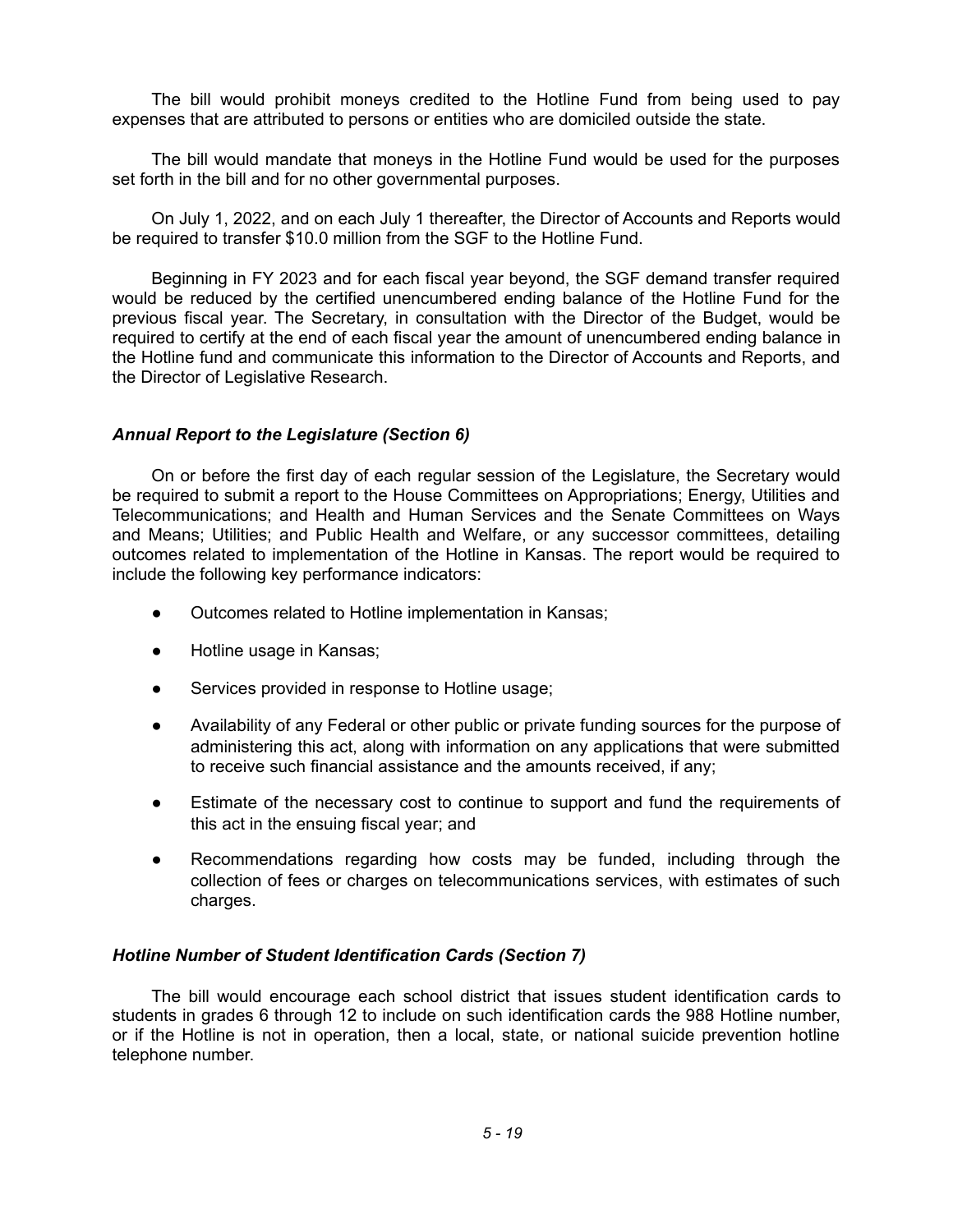The bill would prohibit moneys credited to the Hotline Fund from being used to pay expenses that are attributed to persons or entities who are domiciled outside the state.

The bill would mandate that moneys in the Hotline Fund would be used for the purposes set forth in the bill and for no other governmental purposes.

On July 1, 2022, and on each July 1 thereafter, the Director of Accounts and Reports would be required to transfer $10.0 million from the SGF to the Hotline Fund.

Beginning in FY 2023 and for each fiscal year beyond, the SGF demand transfer required would be reduced by the certified unencumbered ending balance of the Hotline Fund for the previous fiscal year. The Secretary, in consultation with the Director of the Budget, would be required to certify at the end of each fiscal year the amount of unencumbered ending balance in the Hotline fund and communicate this information to the Director of Accounts and Reports, and the Director of Legislative Research.

### *Annual Report to the Legislature (Section 6)*

On or before the first day of each regular session of the Legislature, the Secretary would be required to submit a report to the House Committees on Appropriations; Energy, Utilities and Telecommunications; and Health and Human Services and the Senate Committees on Ways and Means; Utilities; and Public Health and Welfare, or any successor committees, detailing outcomes related to implementation of the Hotline in Kansas. The report would be required to include the following key performance indicators:

- Outcomes related to Hotline implementation in Kansas;
- Hotline usage in Kansas;
- Services provided in response to Hotline usage;
- Availability of any Federal or other public or private funding sources for the purpose of administering this act, along with information on any applications that were submitted to receive such financial assistance and the amounts received, if any;
- Estimate of the necessary cost to continue to support and fund the requirements of this act in the ensuing fiscal year; and
- Recommendations regarding how costs may be funded, including through the collection of fees or charges on telecommunications services, with estimates of such charges.

### *Hotline Number of Student Identification Cards (Section 7)*

The bill would encourage each school district that issues student identification cards to students in grades 6 through 12 to include on such identification cards the 988 Hotline number, or if the Hotline is not in operation, then a local, state, or national suicide prevention hotline telephone number.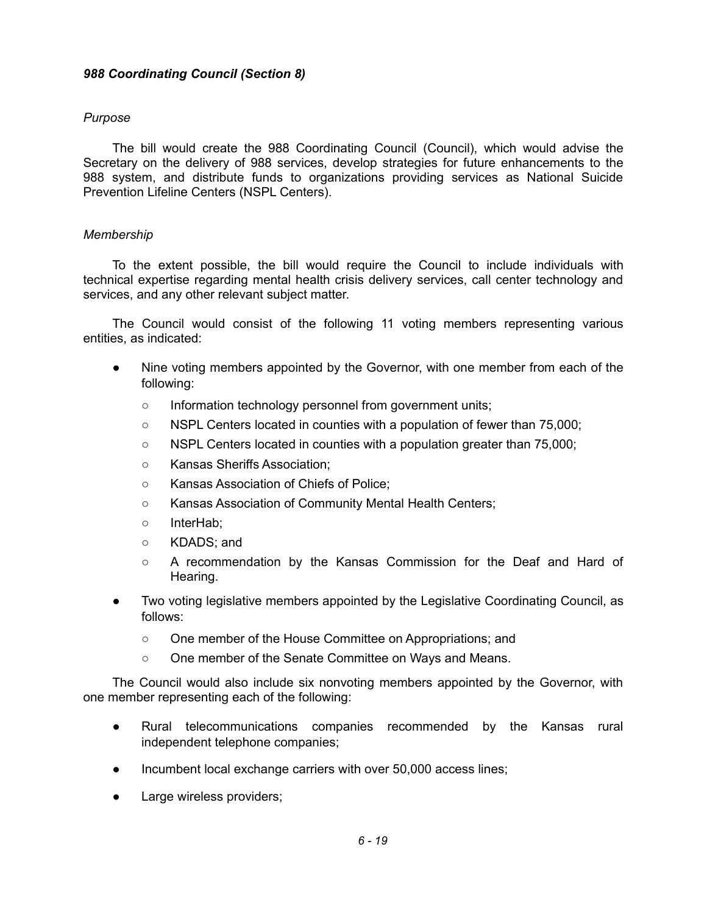***988 Coordinating Council (Section 8)***

*Purpose*

The bill would create the 988 Coordinating Council (Council), which would advise the Secretary on the delivery of 988 services, develop strategies for future enhancements to the 988 system, and distribute funds to organizations providing services as National Suicide Prevention Lifeline Centers (NSPL Centers).

*Membership*

To the extent possible, the bill would require the Council to include individuals with technical expertise regarding mental health crisis delivery services, call center technology and services, and any other relevant subject matter.

The Council would consist of the following 11 voting members representing various entities, as indicated:

- Nine voting members appointed by the Governor, with one member from each of the following:
  - Information technology personnel from government units;
  - NSPL Centers located in counties with a population of fewer than 75,000;
  - NSPL Centers located in counties with a population greater than 75,000;
  - Kansas Sheriffs Association;
  - Kansas Association of Chiefs of Police;
  - Kansas Association of Community Mental Health Centers;
  - InterHab;
  - KDADS; and
  - A recommendation by the Kansas Commission for the Deaf and Hard of Hearing.
- Two voting legislative members appointed by the Legislative Coordinating Council, as follows:
  - One member of the House Committee on Appropriations; and
  - One member of the Senate Committee on Ways and Means.

The Council would also include six nonvoting members appointed by the Governor, with one member representing each of the following:

- Rural telecommunications companies recommended by the Kansas rural independent telephone companies;
- Incumbent local exchange carriers with over 50,000 access lines;
- Large wireless providers;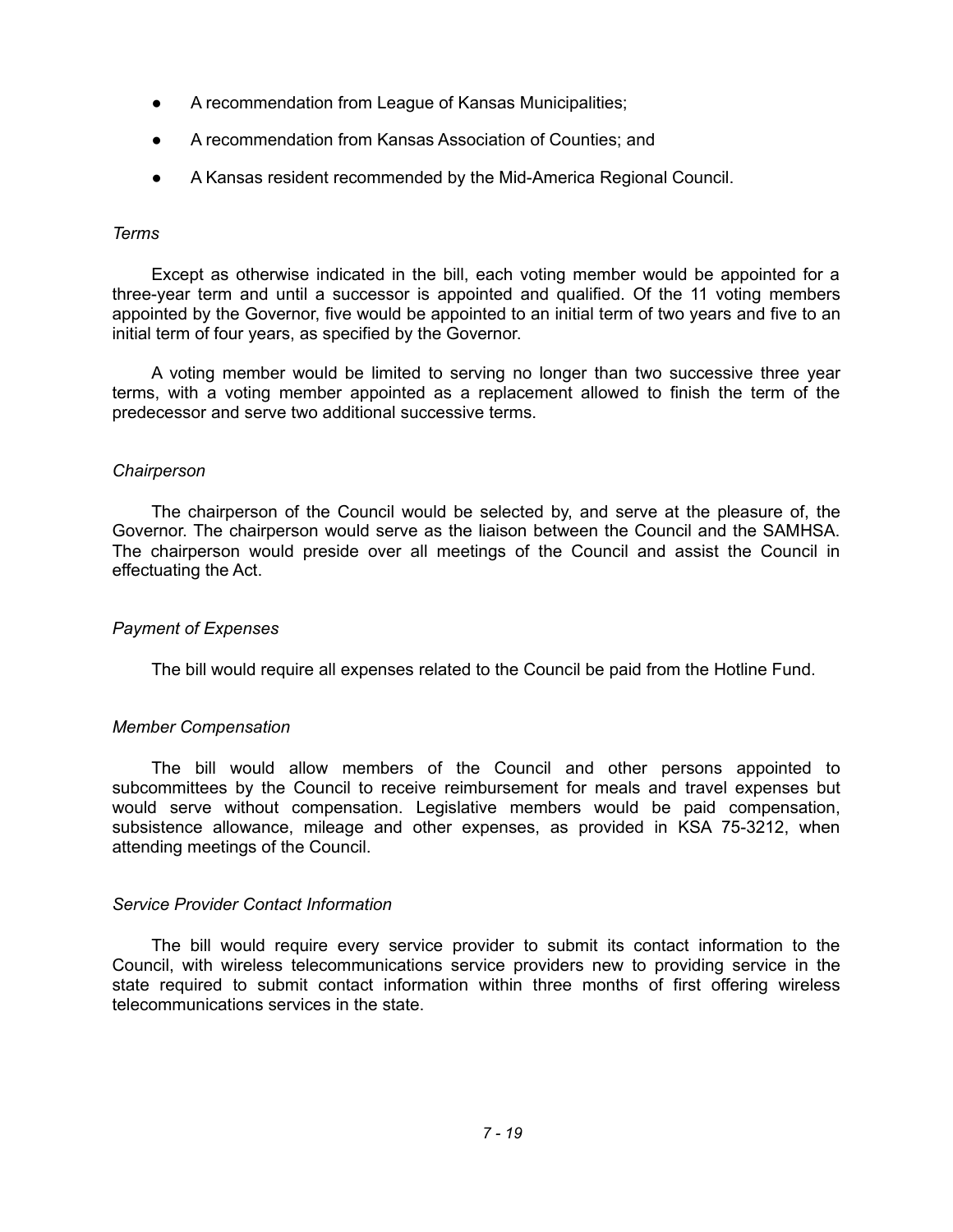- A recommendation from League of Kansas Municipalities;
- A recommendation from Kansas Association of Counties; and
- A Kansas resident recommended by the Mid-America Regional Council.

*Terms*

Except as otherwise indicated in the bill, each voting member would be appointed for a three-year term and until a successor is appointed and qualified. Of the 11 voting members appointed by the Governor, five would be appointed to an initial term of two years and five to an initial term of four years, as specified by the Governor.

A voting member would be limited to serving no longer than two successive three year terms, with a voting member appointed as a replacement allowed to finish the term of the predecessor and serve two additional successive terms.

*Chairperson*

The chairperson of the Council would be selected by, and serve at the pleasure of, the Governor. The chairperson would serve as the liaison between the Council and the SAMHSA. The chairperson would preside over all meetings of the Council and assist the Council in effectuating the Act.

*Payment of Expenses*

The bill would require all expenses related to the Council be paid from the Hotline Fund.

*Member Compensation*

The bill would allow members of the Council and other persons appointed to subcommittees by the Council to receive reimbursement for meals and travel expenses but would serve without compensation. Legislative members would be paid compensation, subsistence allowance, mileage and other expenses, as provided in KSA 75-3212, when attending meetings of the Council.

*Service Provider Contact Information*

The bill would require every service provider to submit its contact information to the Council, with wireless telecommunications service providers new to providing service in the state required to submit contact information within three months of first offering wireless telecommunications services in the state.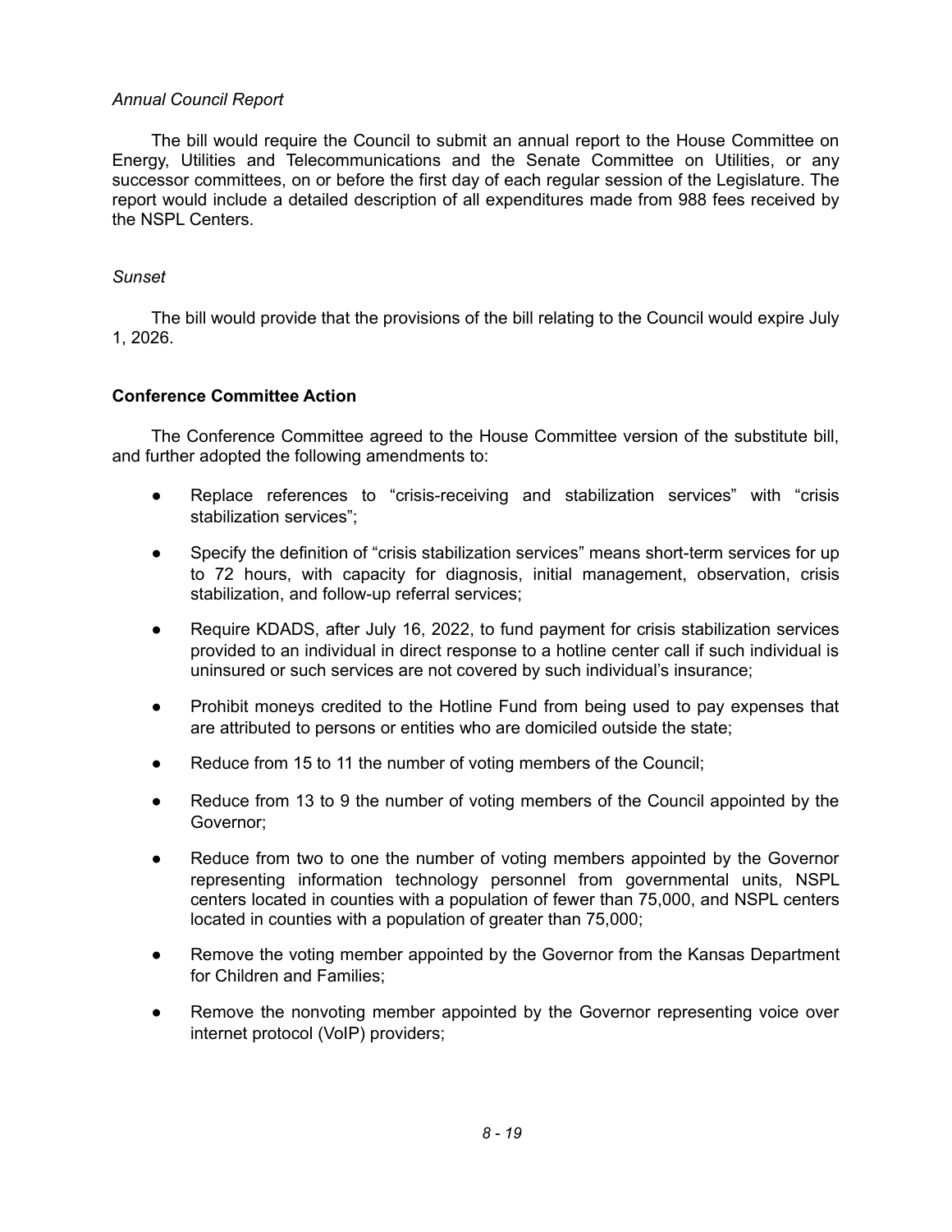*Annual Council Report*

The bill would require the Council to submit an annual report to the House Committee on Energy, Utilities and Telecommunications and the Senate Committee on Utilities, or any successor committees, on or before the first day of each regular session of the Legislature. The report would include a detailed description of all expenditures made from 988 fees received by the NSPL Centers.

*Sunset*

The bill would provide that the provisions of the bill relating to the Council would expire July 1, 2026.

**Conference Committee Action**

The Conference Committee agreed to the House Committee version of the substitute bill, and further adopted the following amendments to:

- Replace references to "crisis-receiving and stabilization services" with "crisis stabilization services";
- Specify the definition of "crisis stabilization services" means short-term services for up to 72 hours, with capacity for diagnosis, initial management, observation, crisis stabilization, and follow-up referral services;
- Require KDADS, after July 16, 2022, to fund payment for crisis stabilization services provided to an individual in direct response to a hotline center call if such individual is uninsured or such services are not covered by such individual's insurance;
- Prohibit moneys credited to the Hotline Fund from being used to pay expenses that are attributed to persons or entities who are domiciled outside the state;
- Reduce from 15 to 11 the number of voting members of the Council;
- Reduce from 13 to 9 the number of voting members of the Council appointed by the Governor;
- Reduce from two to one the number of voting members appointed by the Governor representing information technology personnel from governmental units, NSPL centers located in counties with a population of fewer than 75,000, and NSPL centers located in counties with a population of greater than 75,000;
- Remove the voting member appointed by the Governor from the Kansas Department for Children and Families;
- Remove the nonvoting member appointed by the Governor representing voice over internet protocol (VoIP) providers;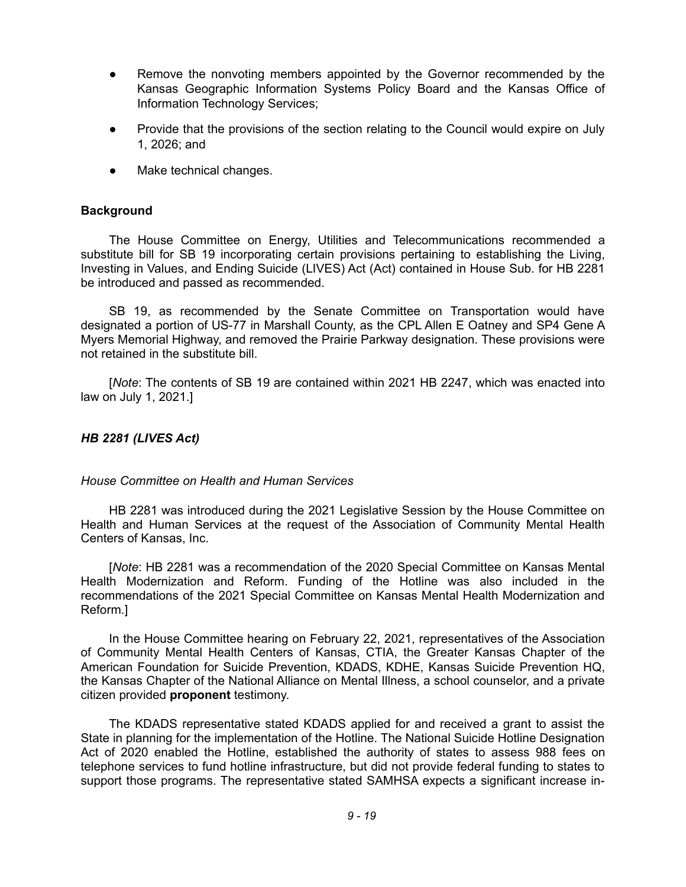- Remove the nonvoting members appointed by the Governor recommended by the Kansas Geographic Information Systems Policy Board and the Kansas Office of Information Technology Services;
- Provide that the provisions of the section relating to the Council would expire on July 1, 2026; and
- Make technical changes.

**Background**

The House Committee on Energy, Utilities and Telecommunications recommended a substitute bill for SB 19 incorporating certain provisions pertaining to establishing the Living, Investing in Values, and Ending Suicide (LIVES) Act (Act) contained in House Sub. for HB 2281 be introduced and passed as recommended.

SB 19, as recommended by the Senate Committee on Transportation would have designated a portion of US-77 in Marshall County, as the CPL Allen E Oatney and SP4 Gene A Myers Memorial Highway, and removed the Prairie Parkway designation. These provisions were not retained in the substitute bill.

[*Note*: The contents of SB 19 are contained within 2021 HB 2247, which was enacted into law on July 1, 2021.]

***HB 2281 (LIVES Act)***

*House Committee on Health and Human Services*

HB 2281 was introduced during the 2021 Legislative Session by the House Committee on Health and Human Services at the request of the Association of Community Mental Health Centers of Kansas, Inc.

[*Note*: HB 2281 was a recommendation of the 2020 Special Committee on Kansas Mental Health Modernization and Reform. Funding of the Hotline was also included in the recommendations of the 2021 Special Committee on Kansas Mental Health Modernization and Reform.]

In the House Committee hearing on February 22, 2021, representatives of the Association of Community Mental Health Centers of Kansas, CTIA, the Greater Kansas Chapter of the American Foundation for Suicide Prevention, KDADS, KDHE, Kansas Suicide Prevention HQ, the Kansas Chapter of the National Alliance on Mental Illness, a school counselor, and a private citizen provided **proponent** testimony.

The KDADS representative stated KDADS applied for and received a grant to assist the State in planning for the implementation of the Hotline. The National Suicide Hotline Designation Act of 2020 enabled the Hotline, established the authority of states to assess 988 fees on telephone services to fund hotline infrastructure, but did not provide federal funding to states to support those programs. The representative stated SAMHSA expects a significant increase in-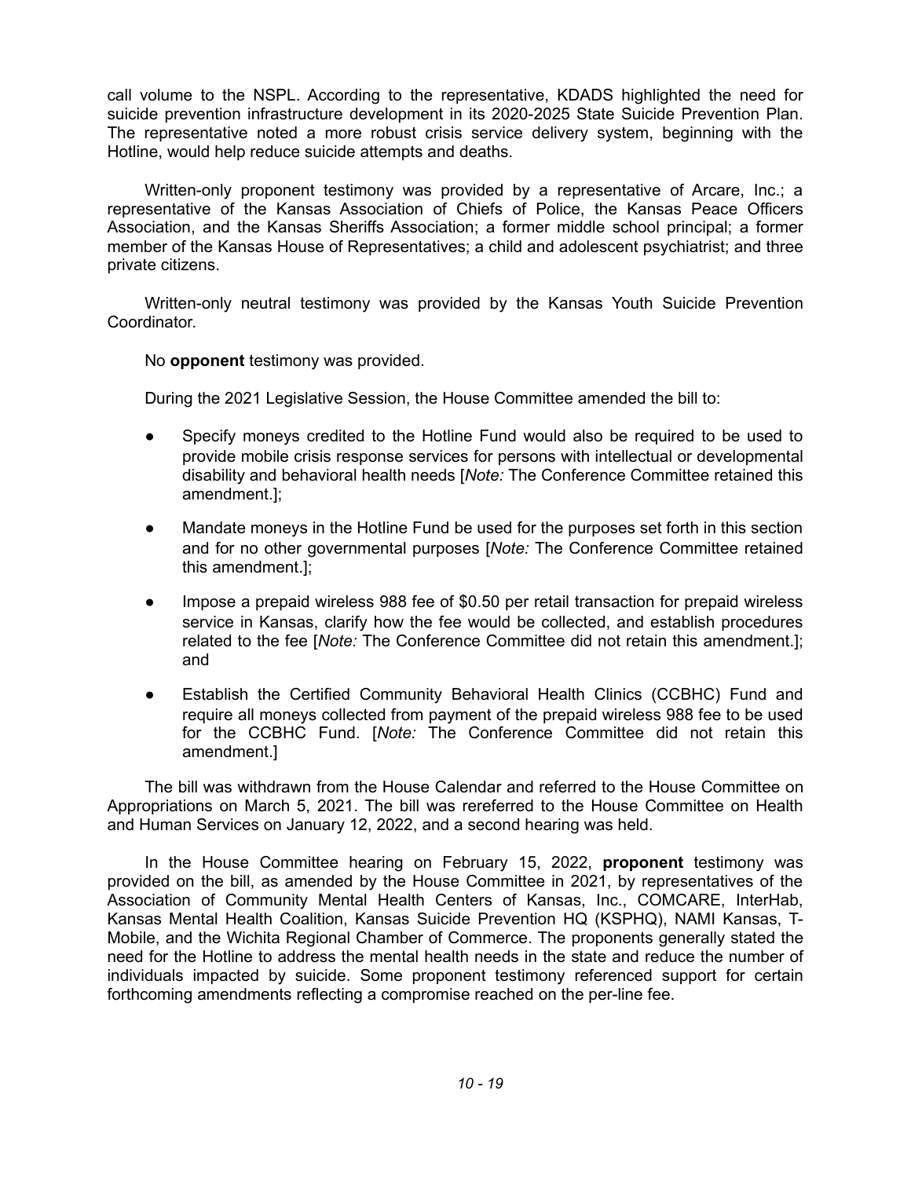call volume to the NSPL. According to the representative, KDADS highlighted the need for suicide prevention infrastructure development in its 2020-2025 State Suicide Prevention Plan. The representative noted a more robust crisis service delivery system, beginning with the Hotline, would help reduce suicide attempts and deaths.

Written-only proponent testimony was provided by a representative of Arcare, Inc.; a representative of the Kansas Association of Chiefs of Police, the Kansas Peace Officers Association, and the Kansas Sheriffs Association; a former middle school principal; a former member of the Kansas House of Representatives; a child and adolescent psychiatrist; and three private citizens.

Written-only neutral testimony was provided by the Kansas Youth Suicide Prevention Coordinator.

No **opponent** testimony was provided.

During the 2021 Legislative Session, the House Committee amended the bill to:

- Specify moneys credited to the Hotline Fund would also be required to be used to provide mobile crisis response services for persons with intellectual or developmental disability and behavioral health needs [*Note:* The Conference Committee retained this amendment.];
- Mandate moneys in the Hotline Fund be used for the purposes set forth in this section and for no other governmental purposes [*Note:* The Conference Committee retained this amendment.];
- Impose a prepaid wireless 988 fee of $0.50 per retail transaction for prepaid wireless service in Kansas, clarify how the fee would be collected, and establish procedures related to the fee [*Note:* The Conference Committee did not retain this amendment.]; and
- Establish the Certified Community Behavioral Health Clinics (CCBHC) Fund and require all moneys collected from payment of the prepaid wireless 988 fee to be used for the CCBHC Fund. [*Note:* The Conference Committee did not retain this amendment.]

The bill was withdrawn from the House Calendar and referred to the House Committee on Appropriations on March 5, 2021. The bill was rereferred to the House Committee on Health and Human Services on January 12, 2022, and a second hearing was held.

In the House Committee hearing on February 15, 2022, **proponent** testimony was provided on the bill, as amended by the House Committee in 2021, by representatives of the Association of Community Mental Health Centers of Kansas, Inc., COMCARE, InterHab, Kansas Mental Health Coalition, Kansas Suicide Prevention HQ (KSPHQ), NAMI Kansas, T-Mobile, and the Wichita Regional Chamber of Commerce. The proponents generally stated the need for the Hotline to address the mental health needs in the state and reduce the number of individuals impacted by suicide. Some proponent testimony referenced support for certain forthcoming amendments reflecting a compromise reached on the per-line fee.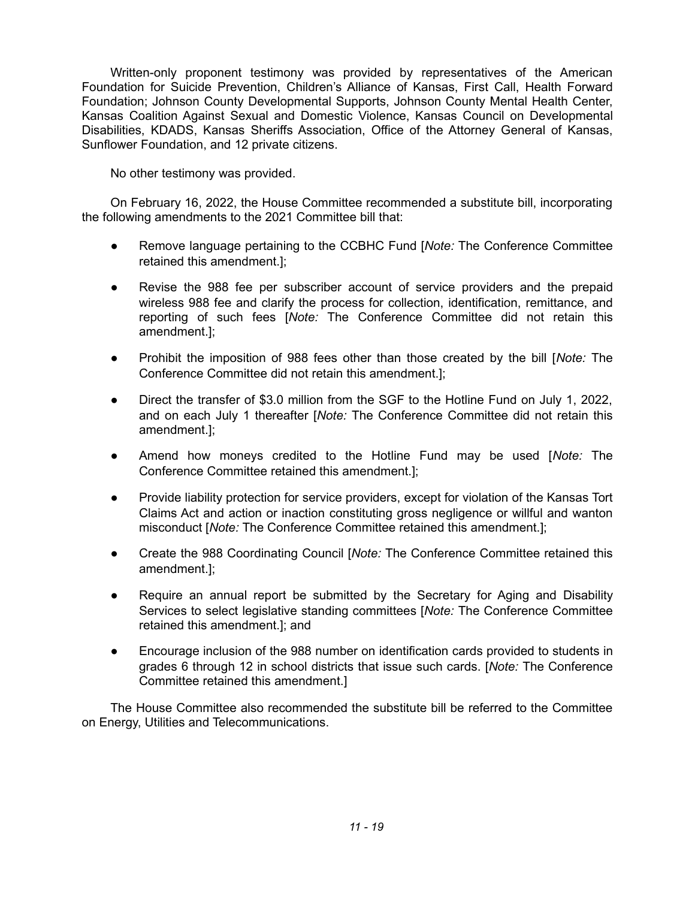Written-only proponent testimony was provided by representatives of the American Foundation for Suicide Prevention, Children's Alliance of Kansas, First Call, Health Forward Foundation; Johnson County Developmental Supports, Johnson County Mental Health Center, Kansas Coalition Against Sexual and Domestic Violence, Kansas Council on Developmental Disabilities, KDADS, Kansas Sheriffs Association, Office of the Attorney General of Kansas, Sunflower Foundation, and 12 private citizens.

No other testimony was provided.

On February 16, 2022, the House Committee recommended a substitute bill, incorporating the following amendments to the 2021 Committee bill that:

- Remove language pertaining to the CCBHC Fund [*Note:* The Conference Committee retained this amendment.];
- Revise the 988 fee per subscriber account of service providers and the prepaid wireless 988 fee and clarify the process for collection, identification, remittance, and reporting of such fees [*Note:* The Conference Committee did not retain this amendment.];
- Prohibit the imposition of 988 fees other than those created by the bill [*Note:* The Conference Committee did not retain this amendment.];
- Direct the transfer of $3.0 million from the SGF to the Hotline Fund on July 1, 2022, and on each July 1 thereafter [*Note:* The Conference Committee did not retain this amendment.];
- Amend how moneys credited to the Hotline Fund may be used [*Note:* The Conference Committee retained this amendment.];
- Provide liability protection for service providers, except for violation of the Kansas Tort Claims Act and action or inaction constituting gross negligence or willful and wanton misconduct [*Note:* The Conference Committee retained this amendment.];
- Create the 988 Coordinating Council [*Note:* The Conference Committee retained this amendment.];
- Require an annual report be submitted by the Secretary for Aging and Disability Services to select legislative standing committees [*Note:* The Conference Committee retained this amendment.]; and
- Encourage inclusion of the 988 number on identification cards provided to students in grades 6 through 12 in school districts that issue such cards. [*Note:* The Conference Committee retained this amendment.]

The House Committee also recommended the substitute bill be referred to the Committee on Energy, Utilities and Telecommunications.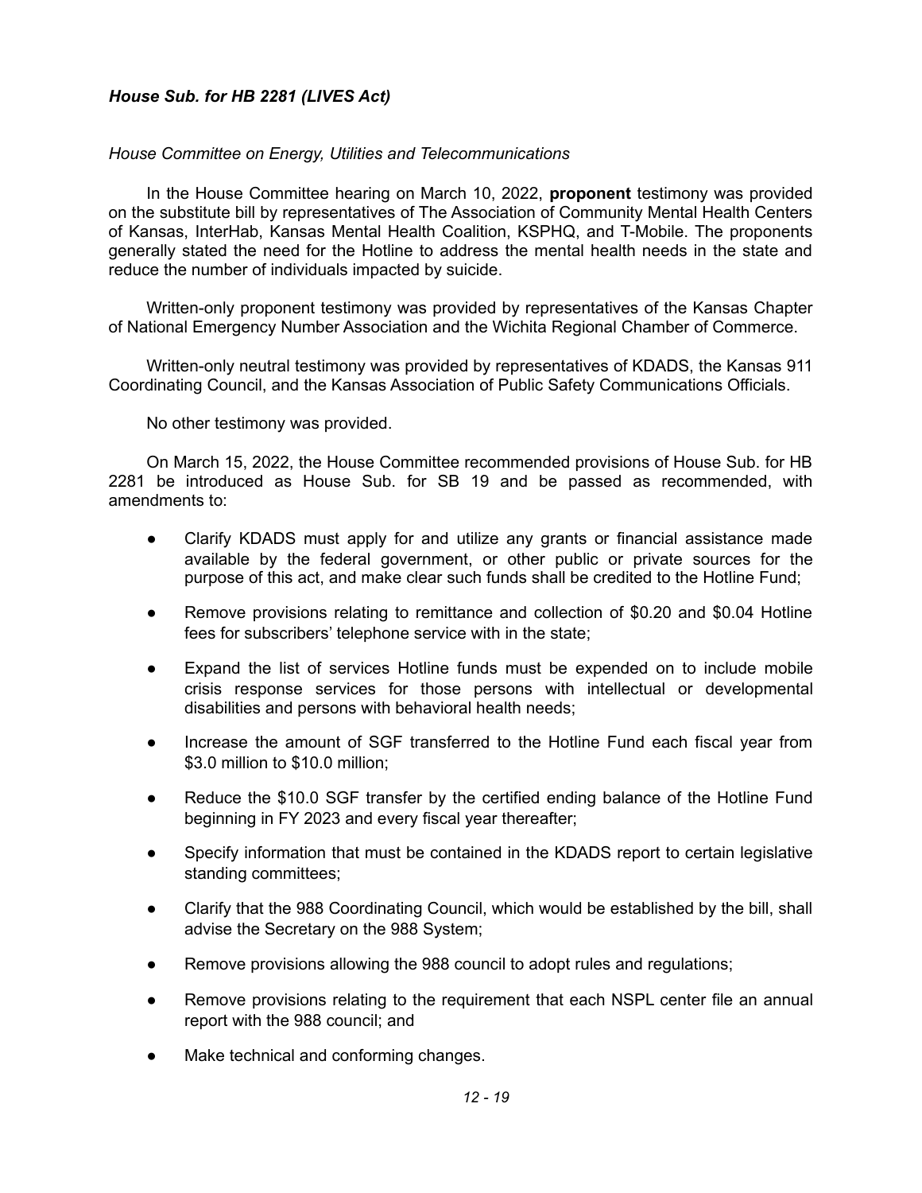***House Sub. for HB 2281 (LIVES Act)***

*House Committee on Energy, Utilities and Telecommunications*

In the House Committee hearing on March 10, 2022, **proponent** testimony was provided on the substitute bill by representatives of The Association of Community Mental Health Centers of Kansas, InterHab, Kansas Mental Health Coalition, KSPHQ, and T-Mobile. The proponents generally stated the need for the Hotline to address the mental health needs in the state and reduce the number of individuals impacted by suicide.

Written-only proponent testimony was provided by representatives of the Kansas Chapter of National Emergency Number Association and the Wichita Regional Chamber of Commerce.

Written-only neutral testimony was provided by representatives of KDADS, the Kansas 911 Coordinating Council, and the Kansas Association of Public Safety Communications Officials.

No other testimony was provided.

On March 15, 2022, the House Committee recommended provisions of House Sub. for HB 2281 be introduced as House Sub. for SB 19 and be passed as recommended, with amendments to:

- Clarify KDADS must apply for and utilize any grants or financial assistance made available by the federal government, or other public or private sources for the purpose of this act, and make clear such funds shall be credited to the Hotline Fund;
- Remove provisions relating to remittance and collection of $0.20 and $0.04 Hotline fees for subscribers' telephone service with in the state;
- Expand the list of services Hotline funds must be expended on to include mobile crisis response services for those persons with intellectual or developmental disabilities and persons with behavioral health needs;
- Increase the amount of SGF transferred to the Hotline Fund each fiscal year from $3.0 million to $10.0 million;
- Reduce the $10.0 SGF transfer by the certified ending balance of the Hotline Fund beginning in FY 2023 and every fiscal year thereafter;
- Specify information that must be contained in the KDADS report to certain legislative standing committees;
- Clarify that the 988 Coordinating Council, which would be established by the bill, shall advise the Secretary on the 988 System;
- Remove provisions allowing the 988 council to adopt rules and regulations;
- Remove provisions relating to the requirement that each NSPL center file an annual report with the 988 council; and
- Make technical and conforming changes.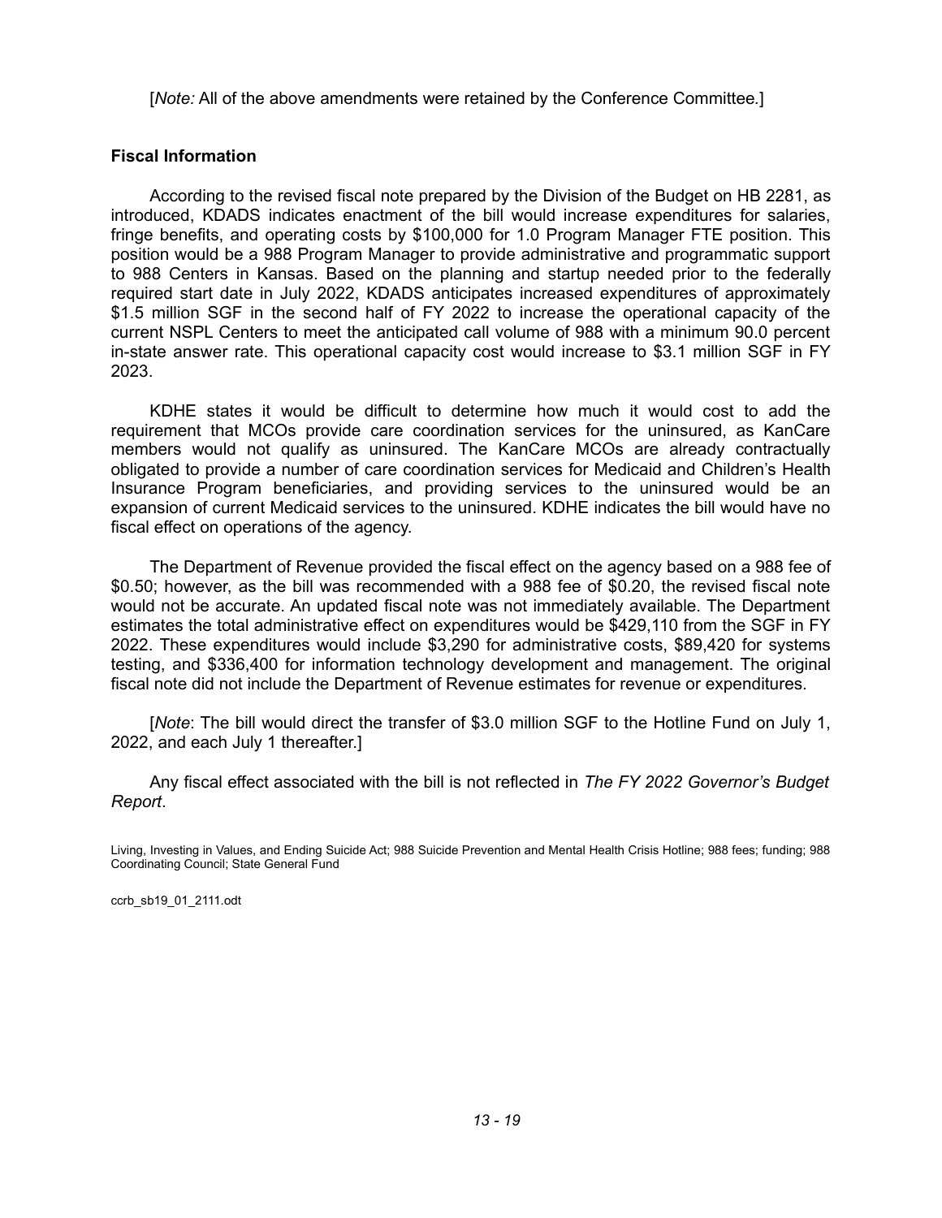[*Note:* All of the above amendments were retained by the Conference Committee.]

**Fiscal Information**

According to the revised fiscal note prepared by the Division of the Budget on HB 2281, as introduced, KDADS indicates enactment of the bill would increase expenditures for salaries, fringe benefits, and operating costs by $100,000 for 1.0 Program Manager FTE position. This position would be a 988 Program Manager to provide administrative and programmatic support to 988 Centers in Kansas. Based on the planning and startup needed prior to the federally required start date in July 2022, KDADS anticipates increased expenditures of approximately $1.5 million SGF in the second half of FY 2022 to increase the operational capacity of the current NSPL Centers to meet the anticipated call volume of 988 with a minimum 90.0 percent in-state answer rate. This operational capacity cost would increase to $3.1 million SGF in FY 2023.

KDHE states it would be difficult to determine how much it would cost to add the requirement that MCOs provide care coordination services for the uninsured, as KanCare members would not qualify as uninsured. The KanCare MCOs are already contractually obligated to provide a number of care coordination services for Medicaid and Children's Health Insurance Program beneficiaries, and providing services to the uninsured would be an expansion of current Medicaid services to the uninsured. KDHE indicates the bill would have no fiscal effect on operations of the agency.

The Department of Revenue provided the fiscal effect on the agency based on a 988 fee of $0.50; however, as the bill was recommended with a 988 fee of $0.20, the revised fiscal note would not be accurate. An updated fiscal note was not immediately available. The Department estimates the total administrative effect on expenditures would be $429,110 from the SGF in FY 2022. These expenditures would include $3,290 for administrative costs, $89,420 for systems testing, and $336,400 for information technology development and management. The original fiscal note did not include the Department of Revenue estimates for revenue or expenditures.

[*Note*: The bill would direct the transfer of $3.0 million SGF to the Hotline Fund on July 1, 2022, and each July 1 thereafter.]

Any fiscal effect associated with the bill is not reflected in *The FY 2022 Governor's Budget Report*.

Living, Investing in Values, and Ending Suicide Act; 988 Suicide Prevention and Mental Health Crisis Hotline; 988 fees; funding; 988 Coordinating Council; State General Fund

ccrb_sb19_01_2111.odt